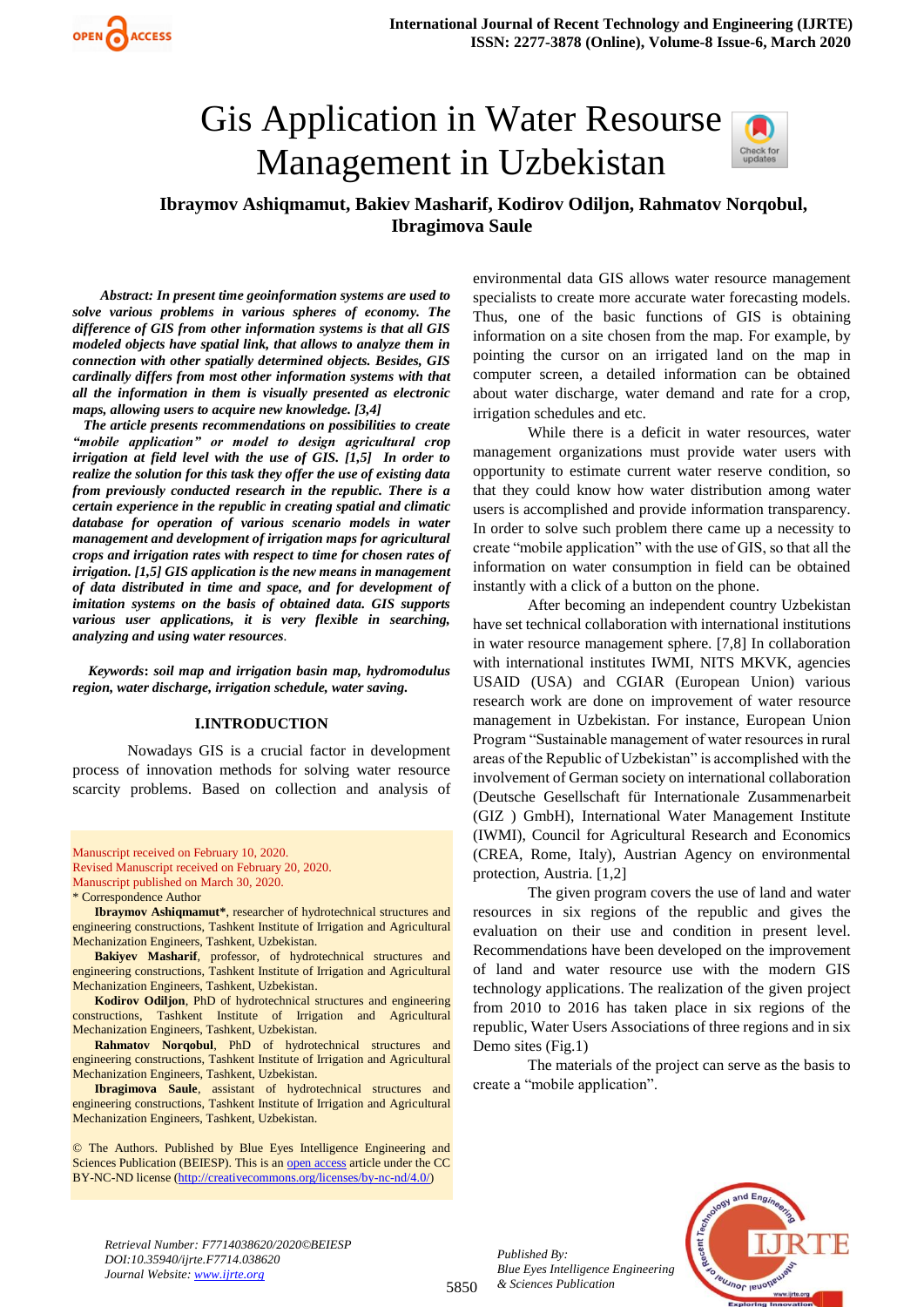# Gis Application in Water Resourse Management in Uzbekistan

**Ibraymov Ashiqmamut, Bakiev Masharif, Kodirov Odiljon, Rahmatov Norqobul, Ibragimova Saule**

***Abstract**: In present time geoinformation systems are used to solve various problems in various spheres of economy. The difference of GIS from other information systems is that all GIS modeled objects have spatial link, that allows to analyze them in connection with other spatially determined objects. Besides, GIS cardinally differs from most other information systems with that all the information in them is visually presented as electronic maps, allowing users to acquire new knowledge. [3,4]*

*The article presents recommendations on possibilities to create "mobile application" or model to design agricultural crop irrigation at field level with the use of GIS. [1,5] In order to realize the solution for this task they offer the use of existing data from previously conducted research in the republic. There is a certain experience in the republic in creating spatial and climatic database for operation of various scenario models in water management and development of irrigation maps for agricultural crops and irrigation rates with respect to time for chosen rates of irrigation. [1,5] GIS application is the new means in management of data distributed in time and space, and for development of imitation systems on the basis of obtained data. GIS supports various user applications, it is very flexible in searching, analyzing and using water resources.*

***Keywords**: soil map and irrigation basin map, hydromodulus region, water discharge, irrigation schedule, water saving.*

## I.INTRODUCTION

Nowadays GIS is a crucial factor in development process of innovation methods for solving water resource scarcity problems. Based on collection and analysis of environmental data GIS allows water resource management specialists to create more accurate water forecasting models. Thus, one of the basic functions of GIS is obtaining information on a site chosen from the map. For example, by pointing the cursor on an irrigated land on the map in computer screen, a detailed information can be obtained about water discharge, water demand and rate for a crop, irrigation schedules and etc.

While there is a deficit in water resources, water management organizations must provide water users with opportunity to estimate current water reserve condition, so that they could know how water distribution among water users is accomplished and provide information transparency. In order to solve such problem there came up a necessity to create "mobile application" with the use of GIS, so that all the information on water consumption in field can be obtained instantly with a click of a button on the phone.

After becoming an independent country Uzbekistan have set technical collaboration with international institutions in water resource management sphere. [7,8] In collaboration with international institutes IWMI, NITS MKVK, agencies USAID (USA) and CGIAR (European Union) various research work are done on improvement of water resource management in Uzbekistan. For instance, European Union Program "Sustainable management of water resources in rural areas of the Republic of Uzbekistan" is accomplished with the involvement of German society on international collaboration (Deutsche Gesellschaft für Internationale Zusammenarbeit (GIZ ) GmbH), International Water Management Institute (IWMI), Council for Agricultural Research and Economics (CREA, Rome, Italy), Austrian Agency on environmental protection, Austria. [1,2]

The given program covers the use of land and water resources in six regions of the republic and gives the evaluation on their use and condition in present level. Recommendations have been developed on the improvement of land and water resource use with the modern GIS technology applications. The realization of the given project from 2010 to 2016 has taken place in six regions of the republic, Water Users Associations of three regions and in six Demo sites (Fig.1)

The materials of the project can serve as the basis to create a "mobile application".

---

Manuscript received on February 10, 2020.
Revised Manuscript received on February 20, 2020.
Manuscript published on March 30, 2020.
\* Correspondence Author

**Ibraymov Ashiqmamut\***, researcher of hydrotechnical structures and engineering constructions, Tashkent Institute of Irrigation and Agricultural Mechanization Engineers, Tashkent, Uzbekistan.

**Bakiyev Masharif**, professor, of hydrotechnical structures and engineering constructions, Tashkent Institute of Irrigation and Agricultural Mechanization Engineers, Tashkent, Uzbekistan.

**Kodirov Odiljon**, PhD of hydrotechnical structures and engineering constructions, Tashkent Institute of Irrigation and Agricultural Mechanization Engineers, Tashkent, Uzbekistan.

**Rahmatov Norqobul**, PhD of hydrotechnical structures and engineering constructions, Tashkent Institute of Irrigation and Agricultural Mechanization Engineers, Tashkent, Uzbekistan.

**Ibragimova Saule**, assistant of hydrotechnical structures and engineering constructions, Tashkent Institute of Irrigation and Agricultural Mechanization Engineers, Tashkent, Uzbekistan.

© The Authors. Published by Blue Eyes Intelligence Engineering and Sciences Publication (BEIESP). This is an open access article under the CC BY-NC-ND license (http://creativecommons.org/licenses/by-nc-nd/4.0/)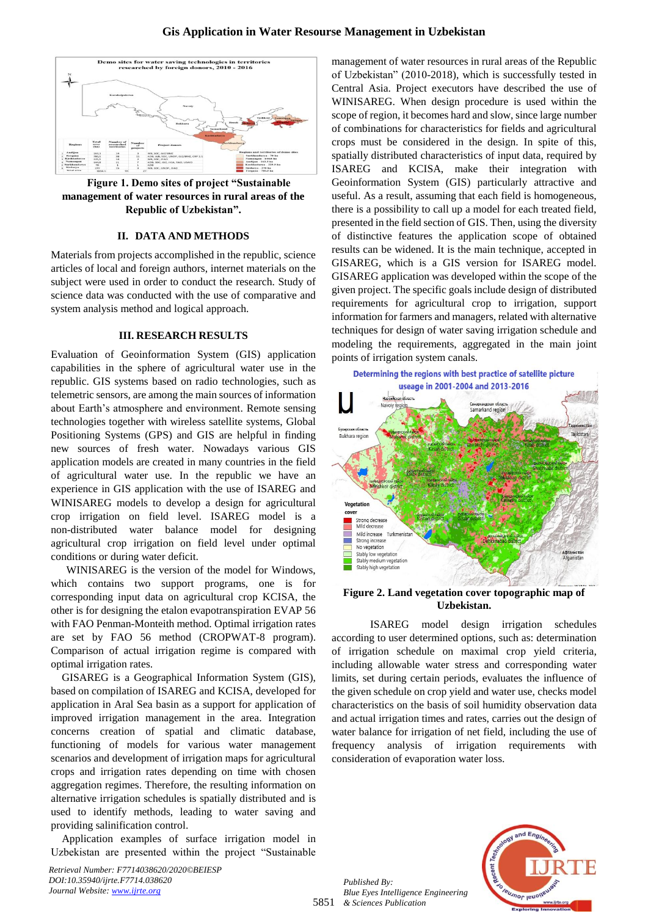Demo sites for water saving technologies in territories researched by foreign donors, 2010 - 2016

**Figure 1. Demo sites of project "Sustainable management of water resources in rural areas of the Republic of Uzbekistan".**

## II. DATA AND METHODS

Materials from projects accomplished in the republic, science articles of local and foreign authors, internet materials on the subject were used in order to conduct the research. Study of science data was conducted with the use of comparative and system analysis method and logical approach.

## III. RESEARCH RESULTS

Evaluation of Geoinformation System (GIS) application capabilities in the sphere of agricultural water use in the republic. GIS systems based on radio technologies, such as telemetric sensors, are among the main sources of information about Earth's atmosphere and environment. Remote sensing technologies together with wireless satellite systems, Global Positioning Systems (GPS) and GIS are helpful in finding new sources of fresh water. Nowadays various GIS application models are created in many countries in the field of agricultural water use. In the republic we have an experience in GIS application with the use of ISAREG and WINISAREG models to develop a design for agricultural crop irrigation on field level. ISAREG model is a non-distributed water balance model for designing agricultural crop irrigation on field level under optimal conditions or during water deficit.

WINISAREG is the version of the model for Windows, which contains two support programs, one is for corresponding input data on agricultural crop KCISA, the other is for designing the etalon evapotranspiration EVAP 56 with FAO Penman-Monteith method. Optimal irrigation rates are set by FAO 56 method (CROPWAT-8 program). Comparison of actual irrigation regime is compared with optimal irrigation rates.

GISAREG is a Geographical Information System (GIS), based on compilation of ISAREG and KCISA, developed for application in Aral Sea basin as a support for application of improved irrigation management in the area. Integration concerns creation of spatial and climatic database, functioning of models for various water management scenarios and development of irrigation maps for agricultural crops and irrigation rates depending on time with chosen aggregation regimes. Therefore, the resulting information on alternative irrigation schedules is spatially distributed and is used to identify methods, leading to water saving and providing salinification control.

Application examples of surface irrigation model in Uzbekistan are presented within the project "Sustainable management of water resources in rural areas of the Republic of Uzbekistan" (2010-2018), which is successfully tested in Central Asia. Project executors have described the use of WINISAREG. When design procedure is used within the scope of region, it becomes hard and slow, since large number of combinations for characteristics for fields and agricultural crops must be considered in the design. In spite of this, spatially distributed characteristics of input data, required by ISAREG and KCISA, make their integration with Geoinformation System (GIS) particularly attractive and useful. As a result, assuming that each field is homogeneous, there is a possibility to call up a model for each treated field, presented in the field section of GIS. Then, using the diversity of distinctive features the application scope of obtained results can be widened. It is the main technique, accepted in GISAREG, which is a GIS version for ISAREG model. GISAREG application was developed within the scope of the given project. The specific goals include design of distributed requirements for agricultural crop to irrigation, support information for farmers and managers, related with alternative techniques for design of water saving irrigation schedule and modeling the requirements, aggregated in the main joint points of irrigation system canals.

Determining the regions with best practice of satellite picture useage in 2001-2004 and 2013-2016

**Figure 2. Land vegetation cover topographic map of Uzbekistan.**

ISAREG model design irrigation schedules according to user determined options, such as: determination of irrigation schedule on maximal crop yield criteria, including allowable water stress and corresponding water limits, set during certain periods, evaluates the influence of the given schedule on crop yield and water use, checks model characteristics on the basis of soil humidity observation data and actual irrigation times and rates, carries out the design of water balance for irrigation of net field, including the use of frequency analysis of irrigation requirements with consideration of evaporation water loss.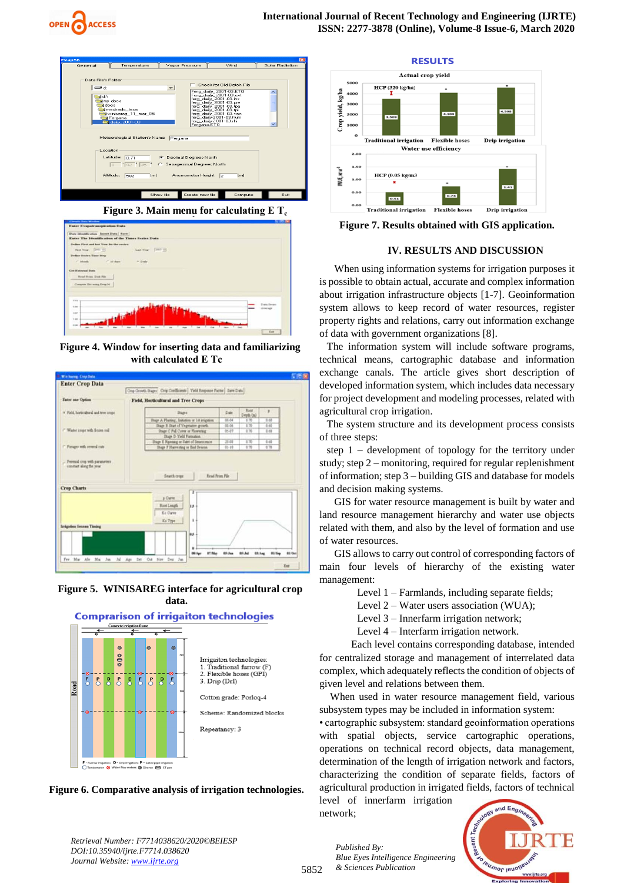Figure 3. Main menu for calculating E $T_c$

Figure 4. Window for inserting data and familiarizing with calculated E Tc

Figure 5. WINISAREG interface for agricultural crop data.

Figure 6. Comparative analysis of irrigation technologies.

Figure 7. Results obtained with GIS application.

## IV. RESULTS AND DISCUSSION

When using information systems for irrigation purposes it is possible to obtain actual, accurate and complex information about irrigation infrastructure objects [1-7]. Geoinformation system allows to keep record of water resources, register property rights and relations, carry out information exchange of data with government organizations [8].

The information system will include software programs, technical means, cartographic database and information exchange canals. The article gives short description of developed information system, which includes data necessary for project development and modeling processes, related with agricultural crop irrigation.

The system structure and its development process consists of three steps:

step 1 – development of topology for the territory under study; step 2 – monitoring, required for regular replenishment of information; step 3 – building GIS and database for models and decision making systems.

GIS for water resource management is built by water and land resource management hierarchy and water use objects related with them, and also by the level of formation and use of water resources.

GIS allows to carry out control of corresponding factors of main four levels of hierarchy of the existing water management:

Level 1 – Farmlands, including separate fields;
Level 2 – Water users association (WUA);
Level 3 – Innerfarm irrigation network;
Level 4 – Interfarm irrigation network.

Each level contains corresponding database, intended for centralized storage and management of interrelated data complex, which adequately reflects the condition of objects of given level and relations between them.

When used in water resource management field, various subsystem types may be included in information system:

- cartographic subsystem: standard geoinformation operations with spatial objects, service cartographic operations, operations on technical record objects, data management, determination of the length of irrigation network and factors, characterizing the condition of separate fields, factors of agricultural production in irrigated fields, factors of technical level of innerfarm irrigation network;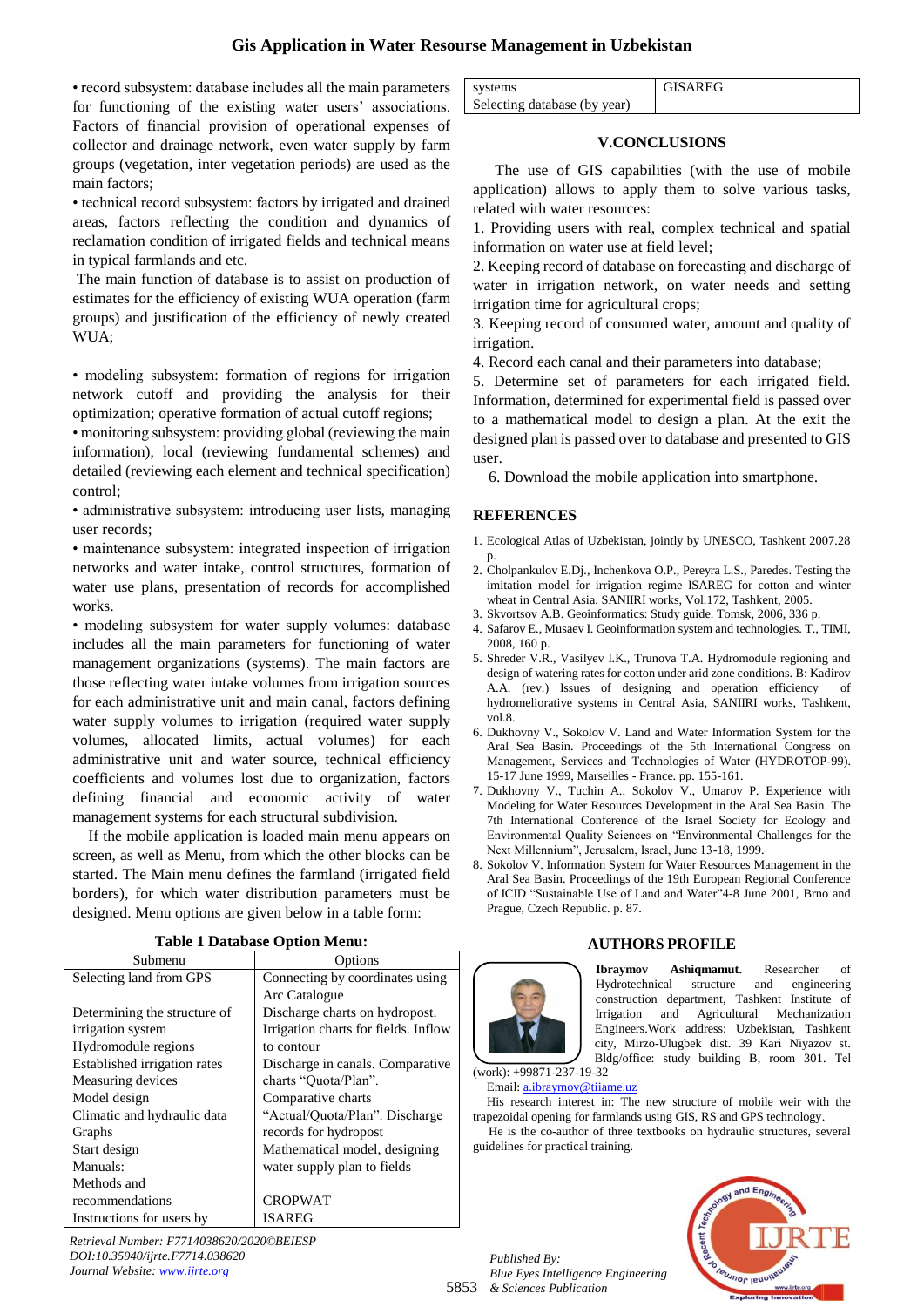• record subsystem: database includes all the main parameters for functioning of the existing water users' associations. Factors of financial provision of operational expenses of collector and drainage network, even water supply by farm groups (vegetation, inter vegetation periods) are used as the main factors;

• technical record subsystem: factors by irrigated and drained areas, factors reflecting the condition and dynamics of reclamation condition of irrigated fields and technical means in typical farmlands and etc.

The main function of database is to assist on production of estimates for the efficiency of existing WUA operation (farm groups) and justification of the efficiency of newly created WUA;

• modeling subsystem: formation of regions for irrigation network cutoff and providing the analysis for their optimization; operative formation of actual cutoff regions;

• monitoring subsystem: providing global (reviewing the main information), local (reviewing fundamental schemes) and detailed (reviewing each element and technical specification) control;

• administrative subsystem: introducing user lists, managing user records;

• maintenance subsystem: integrated inspection of irrigation networks and water intake, control structures, formation of water use plans, presentation of records for accomplished works.

• modeling subsystem for water supply volumes: database includes all the main parameters for functioning of water management organizations (systems). The main factors are those reflecting water intake volumes from irrigation sources for each administrative unit and main canal, factors defining water supply volumes to irrigation (required water supply volumes, allocated limits, actual volumes) for each administrative unit and water source, technical efficiency coefficients and volumes lost due to organization, factors defining financial and economic activity of water management systems for each structural subdivision.

If the mobile application is loaded main menu appears on screen, as well as Menu, from which the other blocks can be started. The Main menu defines the farmland (irrigated field borders), for which water distribution parameters must be designed. Menu options are given below in a table form:

**Table 1 Database Option Menu:**

| Submenu | Options |
|---|---|
| Selecting land from GPS | Connecting by coordinates using Arc Catalogue |
| Determining the structure of irrigation system | Discharge charts on hydropost. Irrigation charts for fields. Inflow to contour |
| Hydromodule regions | |
| Established irrigation rates | Discharge in canals. Comparative charts "Quota/Plan". |
| Measuring devices | |
| Model design | Comparative charts |
| Climatic and hydraulic data | "Actual/Quota/Plan". Discharge records for hydropost |
| Graphs | |
| Start design | Mathematical model, designing water supply plan to fields |
| Manuals: | |
| Methods and recommendations | CROPWAT |
| Instructions for users by systems | ISAREG |
| Selecting database (by year) | GISAREG |

## V. CONCLUSIONS

The use of GIS capabilities (with the use of mobile application) allows to apply them to solve various tasks, related with water resources:

1. Providing users with real, complex technical and spatial information on water use at field level;
2. Keeping record of database on forecasting and discharge of water in irrigation network, on water needs and setting irrigation time for agricultural crops;
3. Keeping record of consumed water, amount and quality of irrigation.
4. Record each canal and their parameters into database;
5. Determine set of parameters for each irrigated field. Information, determined for experimental field is passed over to a mathematical model to design a plan. At the exit the designed plan is passed over to database and presented to GIS user.
6. Download the mobile application into smartphone.

## REFERENCES

1. Ecological Atlas of Uzbekistan, jointly by UNESCO, Tashkent 2007.28 p.
2. Cholpankulov E.Dj., Inchenkova O.P., Pereyra L.S., Paredes. Testing the imitation model for irrigation regime ISAREG for cotton and winter wheat in Central Asia. SANIIRI works, Vol.172, Tashkent, 2005.
3. Skvortsov A.B. Geoinformatics: Study guide. Tomsk, 2006, 336 p.
4. Safarov E., Musaev I. Geoinformation system and technologies. T., TIMI, 2008, 160 p.
5. Shreder V.R., Vasilyev I.K., Trunova T.A. Hydromodule regioning and design of watering rates for cotton under arid zone conditions. B: Kadirov A.A. (rev.) Issues of designing and operation efficiency of hydromeliorative systems in Central Asia, SANIIRI works, Tashkent, vol.8.
6. Dukhovny V., Sokolov V. Land and Water Information System for the Aral Sea Basin. Proceedings of the 5th International Congress on Management, Services and Technologies of Water (HYDROTOP-99). 15-17 June 1999, Marseilles - France. pp. 155-161.
7. Dukhovny V., Tuchin A., Sokolov V., Umarov P. Experience with Modeling for Water Resources Development in the Aral Sea Basin. The 7th International Conference of the Israel Society for Ecology and Environmental Quality Sciences on "Environmental Challenges for the Next Millennium", Jerusalem, Israel, June 13-18, 1999.
8. Sokolov V. Information System for Water Resources Management in the Aral Sea Basin. Proceedings of the 19th European Regional Conference of ICID "Sustainable Use of Land and Water"4-8 June 2001, Brno and Prague, Czech Republic. p. 87.

## AUTHORS PROFILE

**Ibraymov Ashiqmamut.** Researcher of Hydrotechnical structure and engineering construction department, Tashkent Institute of Irrigation and Agricultural Mechanization Engineers.Work address: Uzbekistan, Tashkent city, Mirzo-Ulugbek dist. 39 Kari Niyazov st. Bldg/office: study building B, room 301. Tel (work): +99871-237-19-32

Email: a.ibraymov@tiiame.uz

His research interest in: The new structure of mobile weir with the trapezoidal opening for farmlands using GIS, RS and GPS technology.

He is the co-author of three textbooks on hydraulic structures, several guidelines for practical training.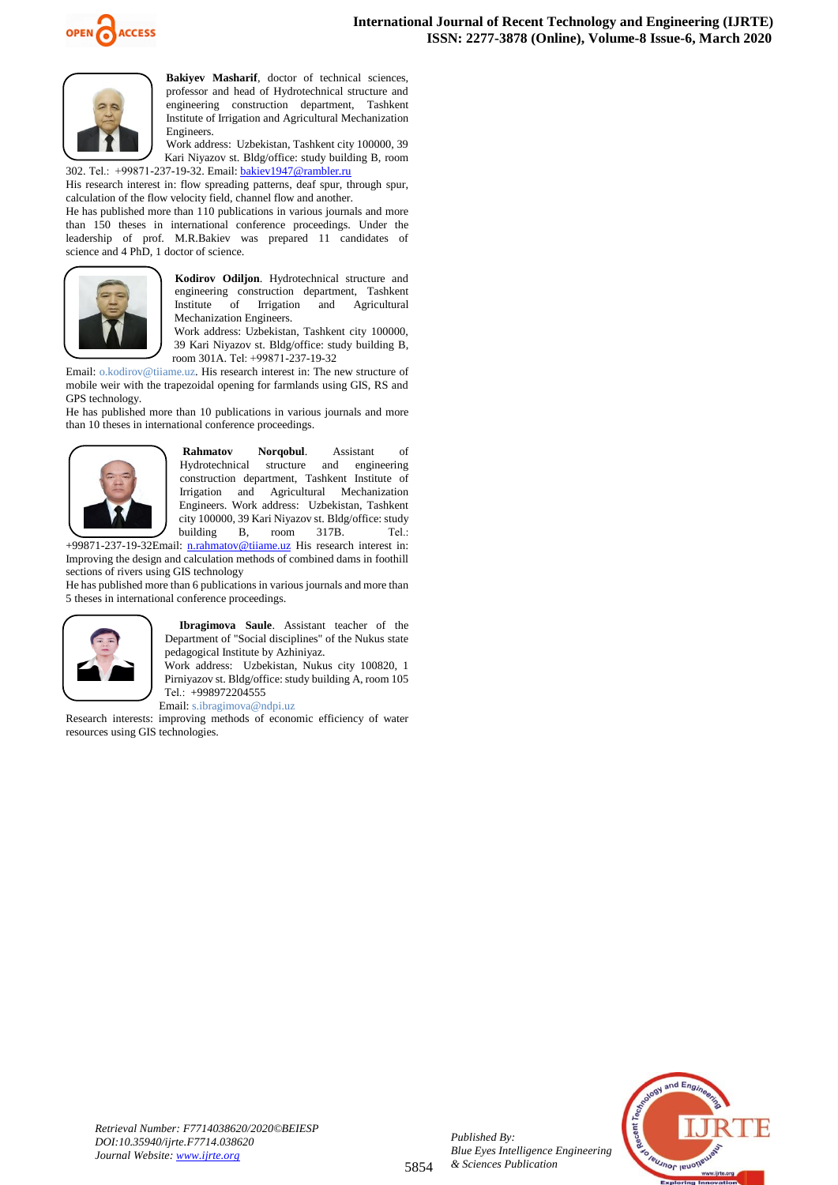**Bakiyev Masharif**, doctor of technical sciences, professor and head of Hydrotechnical structure and engineering construction department, Tashkent Institute of Irrigation and Agricultural Mechanization Engineers.

Work address: Uzbekistan, Tashkent city 100000, 39 Kari Niyazov st. Bldg/office: study building B, room 302. Tel.: +99871-237-19-32. Email: bakiev1947@rambler.ru

His research interest in: flow spreading patterns, deaf spur, through spur, calculation of the flow velocity field, channel flow and another.

He has published more than 110 publications in various journals and more than 150 theses in international conference proceedings. Under the leadership of prof. M.R.Bakiev was prepared 11 candidates of science and 4 PhD, 1 doctor of science.

**Kodirov Odiljon**. Hydrotechnical structure and engineering construction department, Tashkent Institute of Irrigation and Agricultural Mechanization Engineers.

Work address: Uzbekistan, Tashkent city 100000, 39 Kari Niyazov st. Bldg/office: study building B, room 301A. Tel: +99871-237-19-32

Email: o.kodirov@tiiame.uz. His research interest in: The new structure of mobile weir with the trapezoidal opening for farmlands using GIS, RS and GPS technology.

He has published more than 10 publications in various journals and more than 10 theses in international conference proceedings.

**Rahmatov Norqobul**. Assistant of Hydrotechnical structure and engineering construction department, Tashkent Institute of Irrigation and Agricultural Mechanization Engineers. Work address: Uzbekistan, Tashkent city 100000, 39 Kari Niyazov st. Bldg/office: study building B, room 317B. Tel.: +99871-237-19-32Email: n.rahmatov@tiiame.uz His research interest in: Improving the design and calculation methods of combined dams in foothill sections of rivers using GIS technology

He has published more than 6 publications in various journals and more than 5 theses in international conference proceedings.

**Ibragimova Saule**. Assistant teacher of the Department of "Social disciplines" of the Nukus state pedagogical Institute by Azhiniyaz.

Work address: Uzbekistan, Nukus city 100820, 1 Pirniyazov st. Bldg/office: study building A, room 105 Tel.: +998972204555

Email: s.ibragimova@ndpi.uz

Research interests: improving methods of economic efficiency of water resources using GIS technologies.